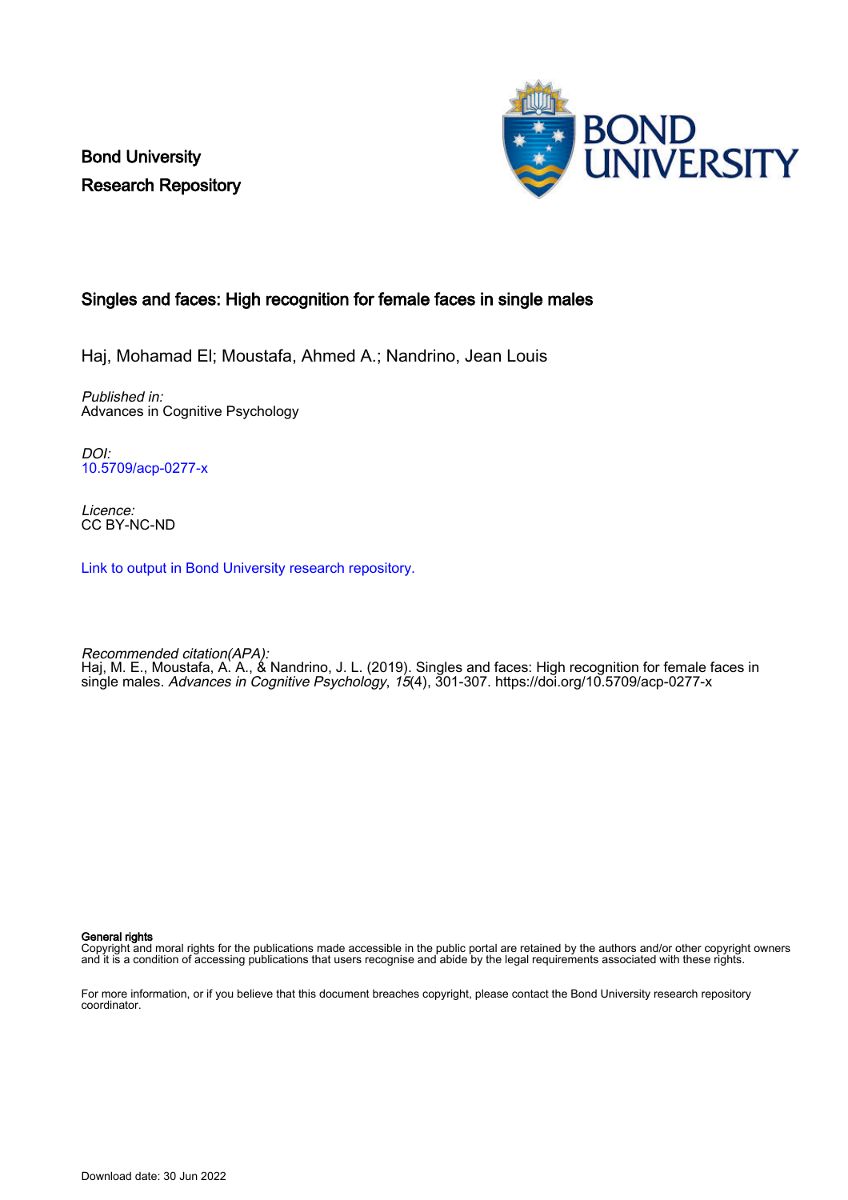Bond University
Research Repository

# Singles and faces: High recognition for female faces in single males

Haj, Mohamad El; Moustafa, Ahmed A.; Nandrino, Jean Louis

*Published in:*
Advances in Cognitive Psychology

*DOI:*
10.5709/acp-0277-x

*Licence:*
CC BY-NC-ND

Link to output in Bond University research repository.

*Recommended citation(APA):*
Haj, M. E., Moustafa, A. A., & Nandrino, J. L. (2019). Singles and faces: High recognition for female faces in single males. *Advances in Cognitive Psychology*, *15*(4), 301-307. https://doi.org/10.5709/acp-0277-x

**General rights**
Copyright and moral rights for the publications made accessible in the public portal are retained by the authors and/or other copyright owners and it is a condition of accessing publications that users recognise and abide by the legal requirements associated with these rights.

For more information, or if you believe that this document breaches copyright, please contact the Bond University research repository coordinator.

Download date: 30 Jun 2022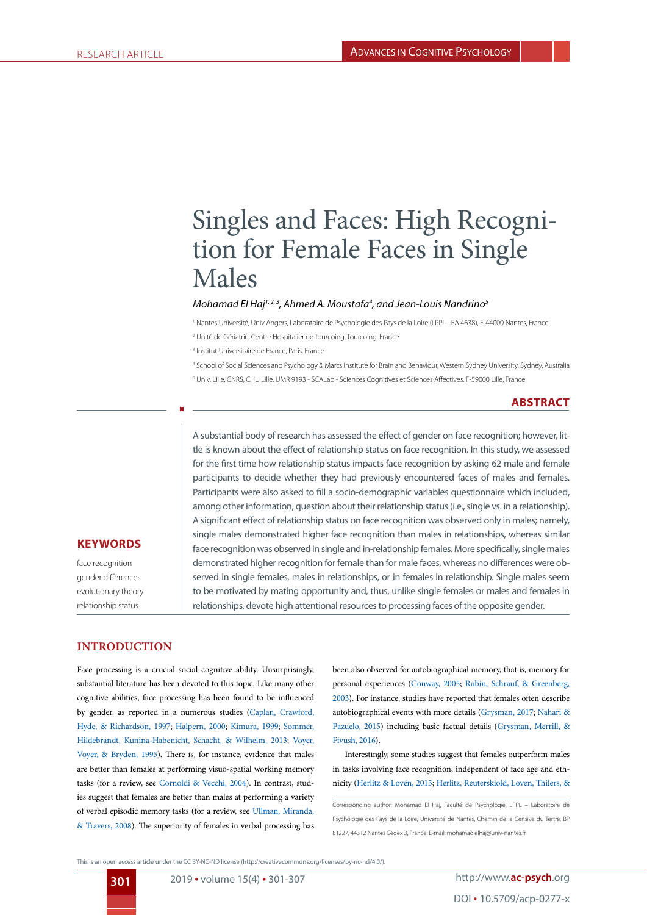# Singles and Faces: High Recognition for Female Faces in Single Males

*Mohamad El Haj[1, 2, 3], Ahmed A. Moustafa[4], and Jean-Louis Nandrino[5]*

[1] Nantes Université, Univ Angers, Laboratoire de Psychologie des Pays de la Loire (LPPL - EA 4638), F-44000 Nantes, France

[2] Unité de Gériatrie, Centre Hospitalier de Tourcoing, Tourcoing, France

[3] Institut Universitaire de France, Paris, France

[4] School of Social Sciences and Psychology & Marcs Institute for Brain and Behaviour, Western Sydney University, Sydney, Australia

[5] Univ. Lille, CNRS, CHU Lille, UMR 9193 - SCALab - Sciences Cognitives et Sciences Affectives, F-59000 Lille, France

## ABSTRACT

A substantial body of research has assessed the effect of gender on face recognition; however, little is known about the effect of relationship status on face recognition. In this study, we assessed for the first time how relationship status impacts face recognition by asking 62 male and female participants to decide whether they had previously encountered faces of males and females. Participants were also asked to fill a socio-demographic variables questionnaire which included, among other information, question about their relationship status (i.e., single vs. in a relationship). A significant effect of relationship status on face recognition was observed only in males; namely, single males demonstrated higher face recognition than males in relationships, whereas similar face recognition was observed in single and in-relationship females. More specifically, single males demonstrated higher recognition for female than for male faces, whereas no differences were observed in single females, males in relationships, or in females in relationship. Single males seem to be motivated by mating opportunity and, thus, unlike single females or males and females in relationships, devote high attentional resources to processing faces of the opposite gender.

## KEYWORDS

face recognition
gender differences
evolutionary theory
relationship status

## INTRODUCTION

Face processing is a crucial social cognitive ability. Unsurprisingly, substantial literature has been devoted to this topic. Like many other cognitive abilities, face processing has been found to be influenced by gender, as reported in a numerous studies (Caplan, Crawford, Hyde, & Richardson, 1997; Halpern, 2000; Kimura, 1999; Sommer, Hildebrandt, Kunina-Habenicht, Schacht, & Wilhelm, 2013; Voyer, Voyer, & Bryden, 1995). There is, for instance, evidence that males are better than females at performing visuo-spatial working memory tasks (for a review, see Cornoldi & Vecchi, 2004). In contrast, studies suggest that females are better than males at performing a variety of verbal episodic memory tasks (for a review, see Ullman, Miranda, & Travers, 2008). The superiority of females in verbal processing has been also observed for autobiographical memory, that is, memory for personal experiences (Conway, 2005; Rubin, Schrauf, & Greenberg, 2003). For instance, studies have reported that females often describe autobiographical events with more details (Grysman, 2017; Nahari & Pazuelo, 2015) including basic factual details (Grysman, Merrill, & Fivush, 2016).

Interestingly, some studies suggest that females outperform males in tasks involving face recognition, independent of face age and ethnicity (Herlitz & Lovén, 2013; Herlitz, Reuterskiold, Loven, Thilers, &

Corresponding author: Mohamad El Haj, Faculté de Psychologie, LPPL – Laboratoire de Psychologie des Pays de la Loire, Université de Nantes, Chemin de la Censive du Tertre, BP 81227, 44312 Nantes Cedex 3, France. E-mail: mohamad.elhaj@univ-nantes.fr

This is an open access article under the CC BY-NC-ND license (http://creativecommons.org/licenses/by-nc-nd/4.0/).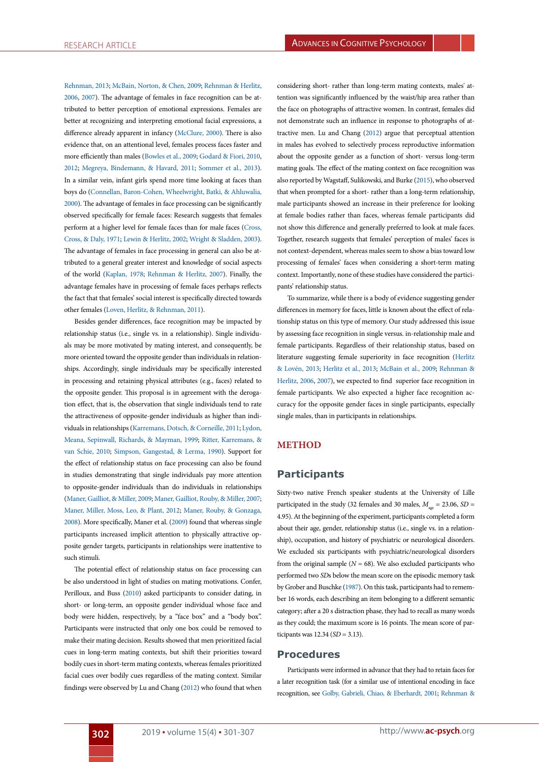Rehnman, 2013; McBain, Norton, & Chen, 2009; Rehnman & Herlitz, 2006, 2007). The advantage of females in face recognition can be attributed to better perception of emotional expressions. Females are better at recognizing and interpreting emotional facial expressions, a difference already apparent in infancy (McClure, 2000). There is also evidence that, on an attentional level, females process faces faster and more efficiently than males (Bowles et al., 2009; Godard & Fiori, 2010, 2012; Megreya, Bindemann, & Havard, 2011; Sommer et al., 2013). In a similar vein, infant girls spend more time looking at faces than boys do (Connellan, Baron-Cohen, Wheelwright, Batki, & Ahluwalia, 2000). The advantage of females in face processing can be significantly observed specifically for female faces: Research suggests that females perform at a higher level for female faces than for male faces (Cross, Cross, & Daly, 1971; Lewin & Herlitz, 2002; Wright & Sladden, 2003). The advantage of females in face processing in general can also be attributed to a general greater interest and knowledge of social aspects of the world (Kaplan, 1978; Rehnman & Herlitz, 2007). Finally, the advantage females have in processing of female faces perhaps reflects the fact that that females' social interest is specifically directed towards other females (Loven, Herlitz, & Rehnman, 2011).

Besides gender differences, face recognition may be impacted by relationship status (i.e., single vs. in a relationship). Single individuals may be more motivated by mating interest, and consequently, be more oriented toward the opposite gender than individuals in relationships. Accordingly, single individuals may be specifically interested in processing and retaining physical attributes (e.g., faces) related to the opposite gender. This proposal is in agreement with the derogation effect, that is, the observation that single individuals tend to rate the attractiveness of opposite-gender individuals as higher than individuals in relationships (Karremans, Dotsch, & Corneille, 2011; Lydon, Meana, Sepinwall, Richards, & Mayman, 1999; Ritter, Karremans, & van Schie, 2010; Simpson, Gangestad, & Lerma, 1990). Support for the effect of relationship status on face processing can also be found in studies demonstrating that single individuals pay more attention to opposite-gender individuals than do individuals in relationships (Maner, Gailliot, & Miller, 2009; Maner, Gailliot, Rouby, & Miller, 2007; Maner, Miller, Moss, Leo, & Plant, 2012; Maner, Rouby, & Gonzaga, 2008). More specifically, Maner et al. (2009) found that whereas single participants increased implicit attention to physically attractive opposite gender targets, participants in relationships were inattentive to such stimuli.

The potential effect of relationship status on face processing can be also understood in light of studies on mating motivations. Confer, Perilloux, and Buss (2010) asked participants to consider dating, in short- or long-term, an opposite gender individual whose face and body were hidden, respectively, by a "face box" and a "body box". Participants were instructed that only one box could be removed to make their mating decision. Results showed that men prioritized facial cues in long-term mating contexts, but shift their priorities toward bodily cues in short-term mating contexts, whereas females prioritized facial cues over bodily cues regardless of the mating context. Similar findings were observed by Lu and Chang (2012) who found that when considering short- rather than long-term mating contexts, males' attention was significantly influenced by the waist/hip area rather than the face on photographs of attractive women. In contrast, females did not demonstrate such an influence in response to photographs of attractive men. Lu and Chang (2012) argue that perceptual attention in males has evolved to selectively process reproductive information about the opposite gender as a function of short- versus long-term mating goals. The effect of the mating context on face recognition was also reported by Wagstaff, Sulikowski, and Burke (2015), who observed that when prompted for a short- rather than a long-term relationship, male participants showed an increase in their preference for looking at female bodies rather than faces, whereas female participants did not show this difference and generally preferred to look at male faces. Together, research suggests that females' perception of males' faces is not context-dependent, whereas males seem to show a bias toward low processing of females' faces when considering a short-term mating context. Importantly, none of these studies have considered the participants' relationship status.

To summarize, while there is a body of evidence suggesting gender differences in memory for faces, little is known about the effect of relationship status on this type of memory. Our study addressed this issue by assessing face recognition in single versus. in-relationship male and female participants. Regardless of their relationship status, based on literature suggesting female superiority in face recognition (Herlitz & Lovén, 2013; Herlitz et al., 2013; McBain et al., 2009; Rehnman & Herlitz, 2006, 2007), we expected to find superior face recognition in female participants. We also expected a higher face recognition accuracy for the opposite gender faces in single participants, especially single males, than in participants in relationships.

# METHOD

## Participants

Sixty-two native French speaker students at the University of Lille participated in the study (32 females and 30 males, $M_{age}$ = 23.06, *SD* = 4.95). At the beginning of the experiment, participants completed a form about their age, gender, relationship status (i.e., single vs. in a relationship), occupation, and history of psychiatric or neurological disorders. We excluded six participants with psychiatric/neurological disorders from the original sample (*N* = 68). We also excluded participants who performed two *SD*s below the mean score on the episodic memory task by Grober and Buschke (1987). On this task, participants had to remember 16 words, each describing an item belonging to a different semantic category; after a 20 s distraction phase, they had to recall as many words as they could; the maximum score is 16 points. The mean score of participants was 12.34 (*SD* = 3.13).

## Procedures

Participants were informed in advance that they had to retain faces for a later recognition task (for a similar use of intentional encoding in face recognition, see Golby, Gabrieli, Chiao, & Eberhardt, 2001; Rehnman &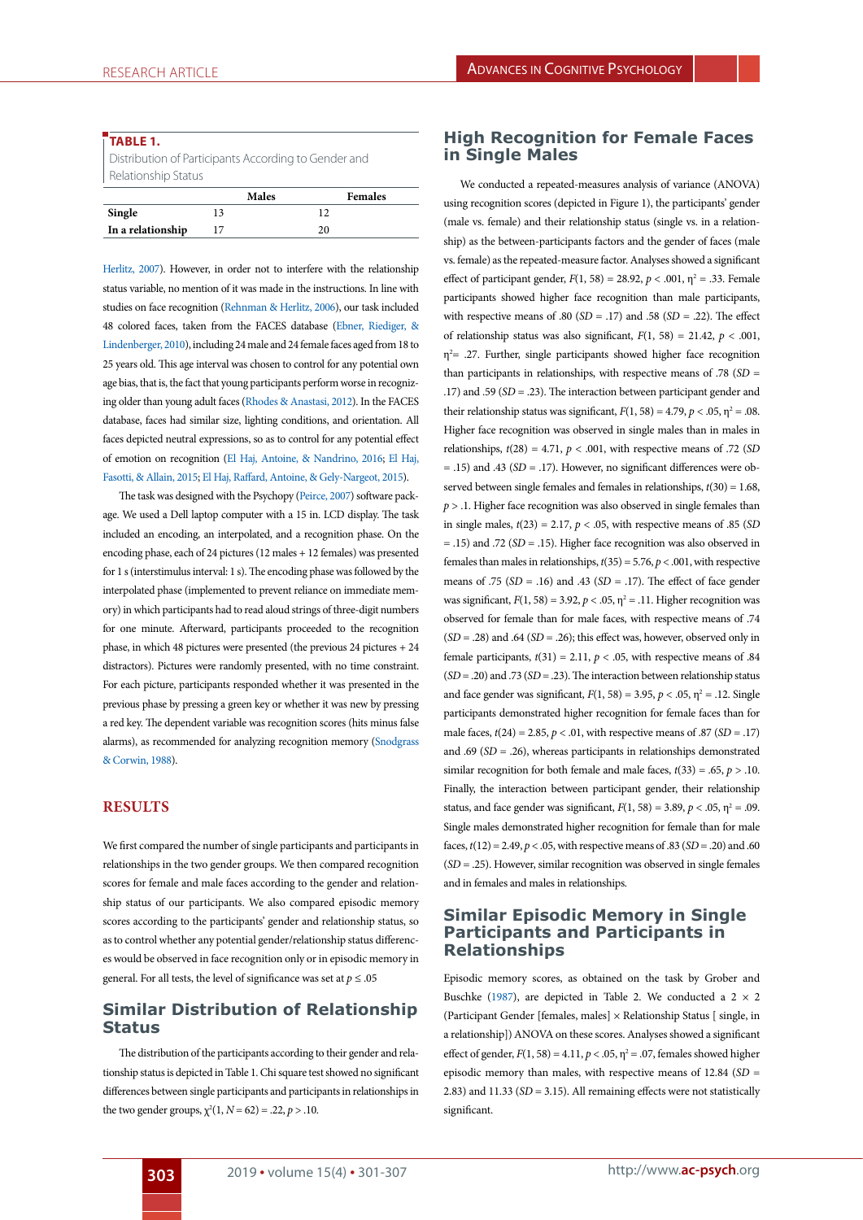**TABLE 1.**
Distribution of Participants According to Gender and Relationship Status

| | Males | Females |
|---|---|---|
| **Single** | 13 | 12 |
| **In a relationship** | 17 | 20 |

Herlitz, 2007). However, in order not to interfere with the relationship status variable, no mention of it was made in the instructions. In line with studies on face recognition (Rehnman & Herlitz, 2006), our task included 48 colored faces, taken from the FACES database (Ebner, Riediger, & Lindenberger, 2010), including 24 male and 24 female faces aged from 18 to 25 years old. This age interval was chosen to control for any potential own age bias, that is, the fact that young participants perform worse in recognizing older than young adult faces (Rhodes & Anastasi, 2012). In the FACES database, faces had similar size, lighting conditions, and orientation. All faces depicted neutral expressions, so as to control for any potential effect of emotion on recognition (El Haj, Antoine, & Nandrino, 2016; El Haj, Fasotti, & Allain, 2015; El Haj, Raffard, Antoine, & Gely-Nargeot, 2015).

The task was designed with the Psychopy (Peirce, 2007) software package. We used a Dell laptop computer with a 15 in. LCD display. The task included an encoding, an interpolated, and a recognition phase. On the encoding phase, each of 24 pictures (12 males + 12 females) was presented for 1 s (interstimulus interval: 1 s). The encoding phase was followed by the interpolated phase (implemented to prevent reliance on immediate memory) in which participants had to read aloud strings of three-digit numbers for one minute. Afterward, participants proceeded to the recognition phase, in which 48 pictures were presented (the previous 24 pictures + 24 distractors). Pictures were randomly presented, with no time constraint. For each picture, participants responded whether it was presented in the previous phase by pressing a green key or whether it was new by pressing a red key. The dependent variable was recognition scores (hits minus false alarms), as recommended for analyzing recognition memory (Snodgrass & Corwin, 1988).

## RESULTS

We first compared the number of single participants and participants in relationships in the two gender groups. We then compared recognition scores for female and male faces according to the gender and relationship status of our participants. We also compared episodic memory scores according to the participants' gender and relationship status, so as to control whether any potential gender/relationship status differences would be observed in face recognition only or in episodic memory in general. For all tests, the level of significance was set at $p \leq .05$

### Similar Distribution of Relationship Status

The distribution of the participants according to their gender and relationship status is depicted in Table 1. Chi square test showed no significant differences between single participants and participants in relationships in the two gender groups, $\chi^2(1, N = 62) = .22$, $p > .10$.

### High Recognition for Female Faces in Single Males

We conducted a repeated-measures analysis of variance (ANOVA) using recognition scores (depicted in Figure 1), the participants' gender (male vs. female) and their relationship status (single vs. in a relationship) as the between-participants factors and the gender of faces (male vs. female) as the repeated-measure factor. Analyses showed a significant effect of participant gender, $F(1, 58) = 28.92$, $p < .001$, $\eta^2 = .33$. Female participants showed higher face recognition than male participants, with respective means of .80 ($SD$ = .17) and .58 ($SD$ = .22). The effect of relationship status was also significant, $F(1, 58) = 21.42$, $p < .001$, $\eta^2 = .27$. Further, single participants showed higher face recognition than participants in relationships, with respective means of .78 ($SD$ = .17) and .59 ($SD$ = .23). The interaction between participant gender and their relationship status was significant, $F(1, 58) = 4.79$, $p < .05$, $\eta^2 = .08$. Higher face recognition was observed in single males than in males in relationships, $t(28) = 4.71$, $p < .001$, with respective means of .72 ($SD$ = .15) and .43 ($SD$ = .17). However, no significant differences were observed between single females and females in relationships, $t(30) = 1.68$, $p > .1$. Higher face recognition was also observed in single females than in single males, $t(23) = 2.17$, $p < .05$, with respective means of .85 ($SD$ = .15) and .72 ($SD$ = .15). Higher face recognition was also observed in females than males in relationships, $t(35) = 5.76$, $p < .001$, with respective means of .75 ($SD$ = .16) and .43 ($SD$ = .17). The effect of face gender was significant, $F(1, 58) = 3.92$, $p < .05$, $\eta^2 = .11$. Higher recognition was observed for female than for male faces, with respective means of .74 ($SD$ = .28) and .64 ($SD$ = .26); this effect was, however, observed only in female participants, $t(31) = 2.11$, $p < .05$, with respective means of .84 ($SD$ = .20) and .73 ($SD$ = .23). The interaction between relationship status and face gender was significant, $F(1, 58) = 3.95$, $p < .05$, $\eta^2 = .12$. Single participants demonstrated higher recognition for female faces than for male faces, $t(24) = 2.85$, $p < .01$, with respective means of .87 ($SD$ = .17) and .69 ($SD$ = .26), whereas participants in relationships demonstrated similar recognition for both female and male faces, $t(33) = .65$, $p > .10$. Finally, the interaction between participant gender, their relationship status, and face gender was significant, $F(1, 58) = 3.89$, $p < .05$, $\eta^2 = .09$. Single males demonstrated higher recognition for female than for male faces, $t(12) = 2.49$, $p < .05$, with respective means of .83 ($SD$ = .20) and .60 ($SD$ = .25). However, similar recognition was observed in single females and in females and males in relationships.

### Similar Episodic Memory in Single Participants and Participants in Relationships

Episodic memory scores, as obtained on the task by Grober and Buschke (1987), are depicted in Table 2. We conducted a 2 × 2 (Participant Gender [females, males] × Relationship Status [ single, in a relationship]) ANOVA on these scores. Analyses showed a significant effect of gender, $F(1, 58) = 4.11$, $p < .05$, $\eta^2 = .07$, females showed higher episodic memory than males, with respective means of 12.84 ($SD$ = 2.83) and 11.33 ($SD$ = 3.15). All remaining effects were not statistically significant.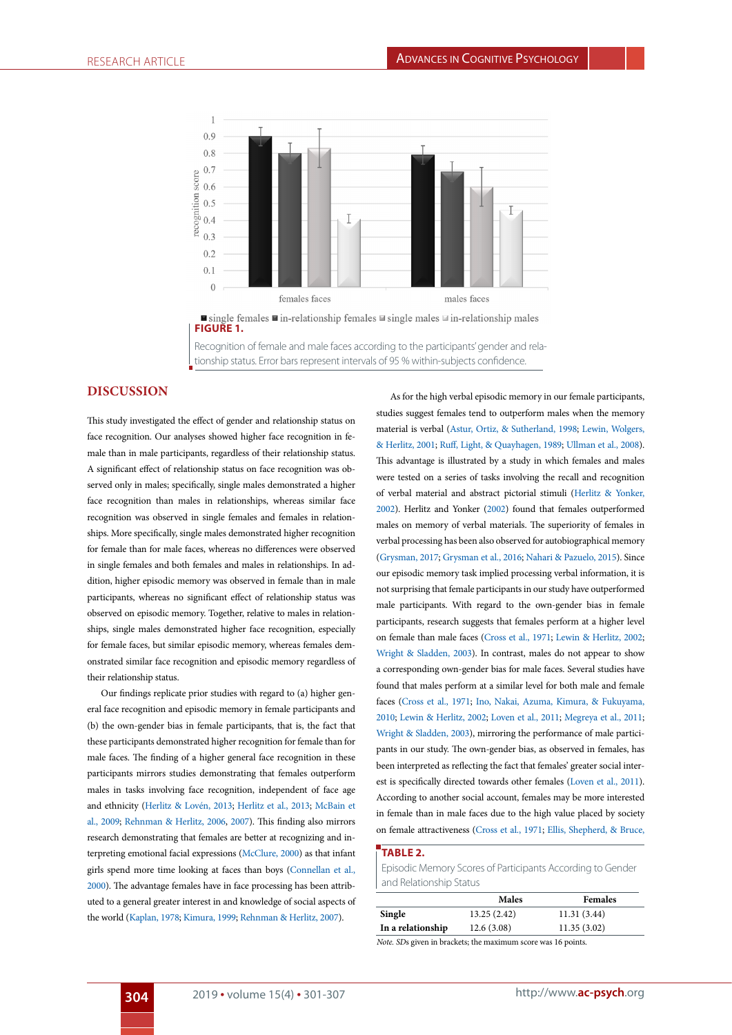FIGURE 1.

Recognition of female and male faces according to the participants' gender and relationship status. Error bars represent intervals of 95 % within-subjects confidence.

## DISCUSSION

This study investigated the effect of gender and relationship status on face recognition. Our analyses showed higher face recognition in female than in male participants, regardless of their relationship status. A significant effect of relationship status on face recognition was observed only in males; specifically, single males demonstrated a higher face recognition than males in relationships, whereas similar face recognition was observed in single females and females in relationships. More specifically, single males demonstrated higher recognition for female than for male faces, whereas no differences were observed in single females and both females and males in relationships. In addition, higher episodic memory was observed in female than in male participants, whereas no significant effect of relationship status was observed on episodic memory. Together, relative to males in relationships, single males demonstrated higher face recognition, especially for female faces, but similar episodic memory, whereas females demonstrated similar face recognition and episodic memory regardless of their relationship status.

Our findings replicate prior studies with regard to (a) higher general face recognition and episodic memory in female participants and (b) the own-gender bias in female participants, that is, the fact that these participants demonstrated higher recognition for female than for male faces. The finding of a higher general face recognition in these participants mirrors studies demonstrating that females outperform males in tasks involving face recognition, independent of face age and ethnicity (Herlitz & Lovén, 2013; Herlitz et al., 2013; McBain et al., 2009; Rehnman & Herlitz, 2006, 2007). This finding also mirrors research demonstrating that females are better at recognizing and interpreting emotional facial expressions (McClure, 2000) as that infant girls spend more time looking at faces than boys (Connellan et al., 2000). The advantage females have in face processing has been attributed to a general greater interest in and knowledge of social aspects of the world (Kaplan, 1978; Kimura, 1999; Rehnman & Herlitz, 2007).

As for the high verbal episodic memory in our female participants, studies suggest females tend to outperform males when the memory material is verbal (Astur, Ortiz, & Sutherland, 1998; Lewin, Wolgers, & Herlitz, 2001; Ruff, Light, & Quayhagen, 1989; Ullman et al., 2008). This advantage is illustrated by a study in which females and males were tested on a series of tasks involving the recall and recognition of verbal material and abstract pictorial stimuli (Herlitz & Yonker, 2002). Herlitz and Yonker (2002) found that females outperformed males on memory of verbal materials. The superiority of females in verbal processing has been also observed for autobiographical memory (Grysman, 2017; Grysman et al., 2016; Nahari & Pazuelo, 2015). Since our episodic memory task implied processing verbal information, it is not surprising that female participants in our study have outperformed male participants. With regard to the own-gender bias in female participants, research suggests that females perform at a higher level on female than male faces (Cross et al., 1971; Lewin & Herlitz, 2002; Wright & Sladden, 2003). In contrast, males do not appear to show a corresponding own-gender bias for male faces. Several studies have found that males perform at a similar level for both male and female faces (Cross et al., 1971; Ino, Nakai, Azuma, Kimura, & Fukuyama, 2010; Lewin & Herlitz, 2002; Loven et al., 2011; Megreya et al., 2011; Wright & Sladden, 2003), mirroring the performance of male participants in our study. The own-gender bias, as observed in females, has been interpreted as reflecting the fact that females' greater social interest is specifically directed towards other females (Loven et al., 2011). According to another social account, females may be more interested in female than in male faces due to the high value placed by society on female attractiveness (Cross et al., 1971; Ellis, Shepherd, & Bruce,

TABLE 2.

Episodic Memory Scores of Participants According to Gender and Relationship Status

| | Males | Females |
|---|---|---|
| **Single** | 13.25 (2.42) | 11.31 (3.44) |
| **In a relationship** | 12.6 (3.08) | 11.35 (3.02) |

*Note. SDs* given in brackets; the maximum score was 16 points.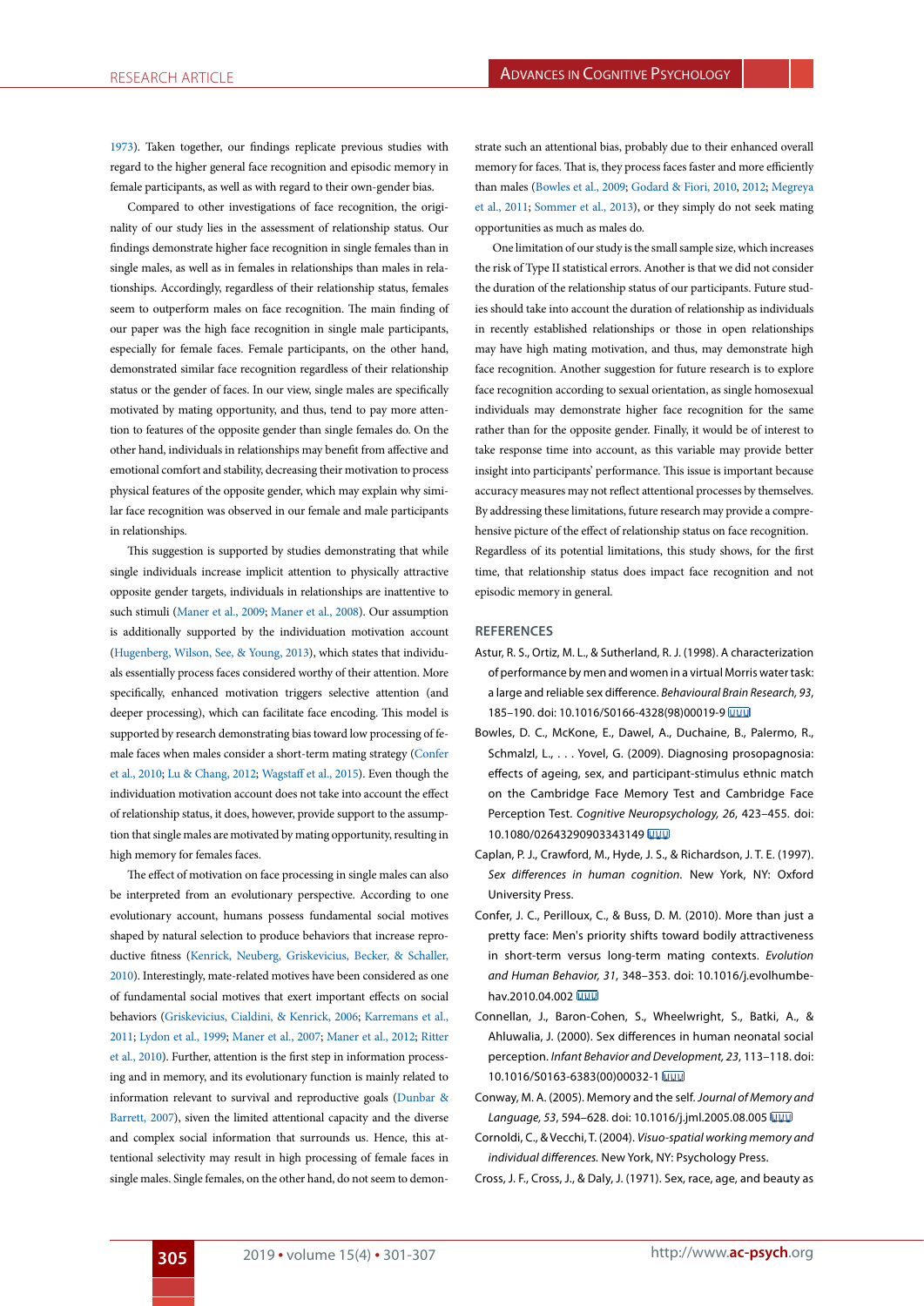1973). Taken together, our findings replicate previous studies with regard to the higher general face recognition and episodic memory in female participants, as well as with regard to their own-gender bias.

Compared to other investigations of face recognition, the originality of our study lies in the assessment of relationship status. Our findings demonstrate higher face recognition in single females than in single males, as well as in females in relationships than males in relationships. Accordingly, regardless of their relationship status, females seem to outperform males on face recognition. The main finding of our paper was the high face recognition in single male participants, especially for female faces. Female participants, on the other hand, demonstrated similar face recognition regardless of their relationship status or the gender of faces. In our view, single males are specifically motivated by mating opportunity, and thus, tend to pay more attention to features of the opposite gender than single females do. On the other hand, individuals in relationships may benefit from affective and emotional comfort and stability, decreasing their motivation to process physical features of the opposite gender, which may explain why similar face recognition was observed in our female and male participants in relationships.

This suggestion is supported by studies demonstrating that while single individuals increase implicit attention to physically attractive opposite gender targets, individuals in relationships are inattentive to such stimuli (Maner et al., 2009; Maner et al., 2008). Our assumption is additionally supported by the individuation motivation account (Hugenberg, Wilson, See, & Young, 2013), which states that individuals essentially process faces considered worthy of their attention. More specifically, enhanced motivation triggers selective attention (and deeper processing), which can facilitate face encoding. This model is supported by research demonstrating bias toward loving processing of female faces when males consider a short-term mating strategy (Confer et al., 2010; Lu & Chang, 2012; Wagstaff et al., 2015). Even though the individuation motivation account does not take into account the effect of relationship status, it does, however, provide support to the assumption that single males are motivated by mating opportunity, resulting in high memory for females faces.

The effect of motivation on face processing in single males can also be interpreted from an evolutionary perspective. According to one evolutionary account, humans possess fundamental social motives shaped by natural selection to produce behaviors that increase reproductive fitness (Kenrick, Neuberg, Griskevicius, Becker, & Schaller, 2010). Interestingly, mate-related motives have been considered as one of fundamental social motives that exert important effects on social behaviors (Griskevicius, Cialdini, & Kenrick, 2006; Karremans et al., 2011; Lydon et al., 1999; Maner et al., 2007; Maner et al., 2012; Ritter et al., 2010). Further, attention is the first step in information processing and in memory, and its evolutionary function is mainly related to information relevant to survival and reproductive goals (Dunbar & Barrett, 2007), siven the limited attentional capacity and the diverse and complex social information that surrounds us. Hence, this attentional selectivity may result in high processing of female faces in single males. Single females, on the other hand, do not seem to demonstrate such an attentional bias, probably due to their enhanced overall memory for faces. That is, they process faces faster and more efficiently than males (Bowles et al., 2009; Godard & Fiori, 2010, 2012; Megreya et al., 2011; Sommer et al., 2013), or they simply do not seek mating opportunities as much as males do.

One limitation of our study is the small sample size, which increases the risk of Type II statistical errors. Another is that we did not consider the duration of the relationship status of our participants. Future studies should take into account the duration of relationship as individuals in recently established relationships or those in open relationships may have high mating motivation, and thus, may demonstrate high face recognition. Another suggestion for future research is to explore face recognition according to sexual orientation, as single homosexual individuals may demonstrate higher face recognition for the same rather than for the opposite gender. Finally, it would be of interest to take response time into account, as this variable may provide better insight into participants' performance. This issue is important because accuracy measures may not reflect attentional processes by themselves. By addressing these limitations, future research may provide a comprehensive picture of the effect of relationship status on face recognition. Regardless of its potential limitations, this study shows, for the first time, that relationship status does impact face recognition and not episodic memory in general.

## REFERENCES

Astur, R. S., Ortiz, M. L., & Sutherland, R. J. (1998). A characterization of performance by men and women in a virtual Morris water task: a large and reliable sex difference. *Behavioural Brain Research, 93*, 185–190. doi: 10.1016/S0166-4328(98)00019-9

Bowles, D. C., McKone, E., Dawel, A., Duchaine, B., Palermo, R., Schmalzl, L., . . . Yovel, G. (2009). Diagnosing prosopagnosia: effects of ageing, sex, and participant-stimulus ethnic match on the Cambridge Face Memory Test and Cambridge Face Perception Test. *Cognitive Neuropsychology, 26*, 423–455. doi: 10.1080/02643290903343149

Caplan, P. J., Crawford, M., Hyde, J. S., & Richardson, J. T. E. (1997). *Sex differences in human cognition*. New York, NY: Oxford University Press.

Confer, J. C., Perilloux, C., & Buss, D. M. (2010). More than just a pretty face: Men's priority shifts toward bodily attractiveness in short-term versus long-term mating contexts. *Evolution and Human Behavior, 31*, 348–353. doi: 10.1016/j.evolhumbehav.2010.04.002

Connellan, J., Baron-Cohen, S., Wheelwright, S., Batki, A., & Ahluwalia, J. (2000). Sex differences in human neonatal social perception. *Infant Behavior and Development, 23*, 113–118. doi: 10.1016/S0163-6383(00)00032-1

Conway, M. A. (2005). Memory and the self. *Journal of Memory and Language, 53*, 594–628. doi: 10.1016/j.jml.2005.08.005

Cornoldi, C., & Vecchi, T. (2004). *Visuo-spatial working memory and individual differences.* New York, NY: Psychology Press.

Cross, J. F., Cross, J., & Daly, J. (1971). Sex, race, age, and beauty as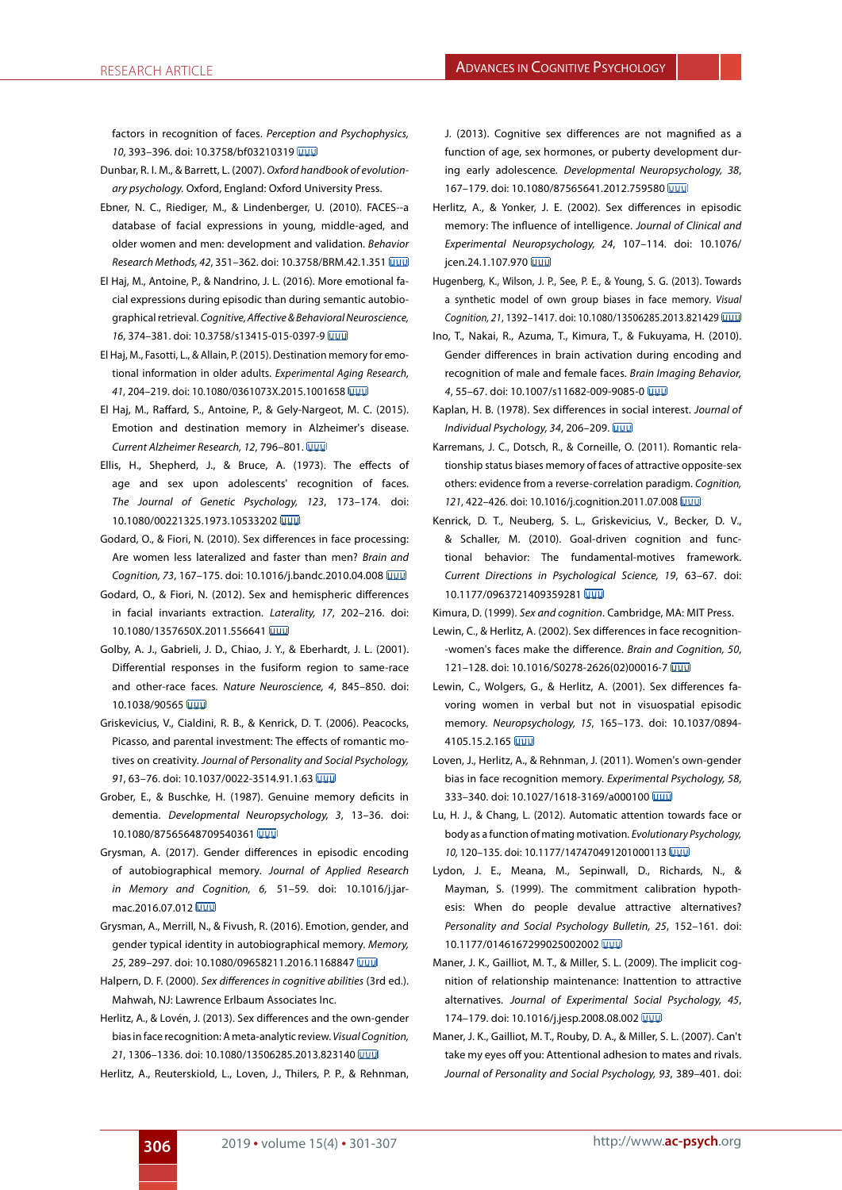factors in recognition of faces. *Perception and Psychophysics, 10*, 393–396. doi: 10.3758/bf03210319

Dunbar, R. I. M., & Barrett, L. (2007). *Oxford handbook of evolutionary psychology.* Oxford, England: Oxford University Press.

Ebner, N. C., Riediger, M., & Lindenberger, U. (2010). FACES--a database of facial expressions in young, middle-aged, and older women and men: development and validation. *Behavior Research Methods, 42*, 351–362. doi: 10.3758/BRM.42.1.351

El Haj, M., Antoine, P., & Nandrino, J. L. (2016). More emotional facial expressions during episodic than during semantic autobiographical retrieval. *Cognitive, Affective & Behavioral Neuroscience, 16*, 374–381. doi: 10.3758/s13415-015-0397-9

El Haj, M., Fasotti, L., & Allain, P. (2015). Destination memory for emotional information in older adults. *Experimental Aging Research, 41*, 204–219. doi: 10.1080/0361073X.2015.1001658

El Haj, M., Raffard, S., Antoine, P., & Gely-Nargeot, M. C. (2015). Emotion and destination memory in Alzheimer's disease. *Current Alzheimer Research, 12*, 796–801.

Ellis, H., Shepherd, J., & Bruce, A. (1973). The effects of age and sex upon adolescents' recognition of faces. *The Journal of Genetic Psychology, 123*, 173–174. doi: 10.1080/00221325.1973.10533202

Godard, O., & Fiori, N. (2010). Sex differences in face processing: Are women less lateralized and faster than men? *Brain and Cognition, 73*, 167–175. doi: 10.1016/j.bandc.2010.04.008

Godard, O., & Fiori, N. (2012). Sex and hemispheric differences in facial invariants extraction. *Laterality, 17*, 202–216. doi: 10.1080/1357650X.2011.556641

Golby, A. J., Gabrieli, J. D., Chiao, J. Y., & Eberhardt, J. L. (2001). Differential responses in the fusiform region to same-race and other-race faces. *Nature Neuroscience, 4*, 845–850. doi: 10.1038/90565

Griskevicius, V., Cialdini, R. B., & Kenrick, D. T. (2006). Peacocks, Picasso, and parental investment: The effects of romantic motives on creativity. *Journal of Personality and Social Psychology, 91*, 63–76. doi: 10.1037/0022-3514.91.1.63

Grober, E., & Buschke, H. (1987). Genuine memory deficits in dementia. *Developmental Neuropsychology, 3*, 13–36. doi: 10.1080/87565648709540361

Grysman, A. (2017). Gender differences in episodic encoding of autobiographical memory. *Journal of Applied Research in Memory and Cognition, 6*, 51–59. doi: 10.1016/j.jarmac.2016.07.012

Grysman, A., Merrill, N., & Fivush, R. (2016). Emotion, gender, and gender typical identity in autobiographical memory. *Memory, 25*, 289–297. doi: 10.1080/09658211.2016.1168847

Halpern, D. F. (2000). *Sex differences in cognitive abilities* (3rd ed.). Mahwah, NJ: Lawrence Erlbaum Associates Inc.

Herlitz, A., & Lovén, J. (2013). Sex differences and the own-gender bias in face recognition: A meta-analytic review. *Visual Cognition, 21*, 1306–1336. doi: 10.1080/13506285.2013.823140

Herlitz, A., Reuterskiold, L., Loven, J., Thilers, P. P., & Rehnman, J. (2013). Cognitive sex differences are not magnified as a function of age, sex hormones, or puberty development during early adolescence. *Developmental Neuropsychology, 38*, 167–179. doi: 10.1080/87565641.2012.759580

Herlitz, A., & Yonker, J. E. (2002). Sex differences in episodic memory: The influence of intelligence. *Journal of Clinical and Experimental Neuropsychology, 24*, 107–114. doi: 10.1076/jcen.24.1.107.970

Hugenberg, K., Wilson, J. P., See, P. E., & Young, S. G. (2013). Towards a synthetic model of own group biases in face memory. *Visual Cognition, 21*, 1392–1417. doi: 10.1080/13506285.2013.821429

Ino, T., Nakai, R., Azuma, T., Kimura, T., & Fukuyama, H. (2010). Gender differences in brain activation during encoding and recognition of male and female faces. *Brain Imaging Behavior, 4*, 55–67. doi: 10.1007/s11682-009-9085-0

Kaplan, H. B. (1978). Sex differences in social interest. *Journal of Individual Psychology, 34*, 206–209.

Karremans, J. C., Dotsch, R., & Corneille, O. (2011). Romantic relationship status biases memory of faces of attractive opposite-sex others: evidence from a reverse-correlation paradigm. *Cognition, 121*, 422–426. doi: 10.1016/j.cognition.2011.07.008

Kenrick, D. T., Neuberg, S. L., Griskevicius, V., Becker, D. V., & Schaller, M. (2010). Goal-driven cognition and functional behavior: The fundamental-motives framework. *Current Directions in Psychological Science, 19*, 63–67. doi: 10.1177/0963721409359281

Kimura, D. (1999). *Sex and cognition*. Cambridge, MA: MIT Press.

Lewin, C., & Herlitz, A. (2002). Sex differences in face recognition--women's faces make the difference. *Brain and Cognition, 50*, 121–128. doi: 10.1016/S0278-2626(02)00016-7

Lewin, C., Wolgers, G., & Herlitz, A. (2001). Sex differences favoring women in verbal but not in visuospatial episodic memory. *Neuropsychology, 15*, 165–173. doi: 10.1037/0894-4105.15.2.165

Loven, J., Herlitz, A., & Rehnman, J. (2011). Women's own-gender bias in face recognition memory. *Experimental Psychology, 58*, 333–340. doi: 10.1027/1618-3169/a000100

Lu, H. J., & Chang, L. (2012). Automatic attention towards face or body as a function of mating motivation. *Evolutionary Psychology, 10*, 120–135. doi: 10.1177/147470491201000113

Lydon, J. E., Meana, M., Sepinwall, D., Richards, N., & Mayman, S. (1999). The commitment calibration hypothesis: When do people devalue attractive alternatives? *Personality and Social Psychology Bulletin, 25*, 152–161. doi: 10.1177/0146167299025002002

Maner, J. K., Gailliot, M. T., & Miller, S. L. (2009). The implicit cognition of relationship maintenance: Inattention to attractive alternatives. *Journal of Experimental Social Psychology, 45*, 174–179. doi: 10.1016/j.jesp.2008.08.002

Maner, J. K., Gailliot, M. T., Rouby, D. A., & Miller, S. L. (2007). Can't take my eyes off you: Attentional adhesion to mates and rivals. *Journal of Personality and Social Psychology, 93*, 389–401. doi: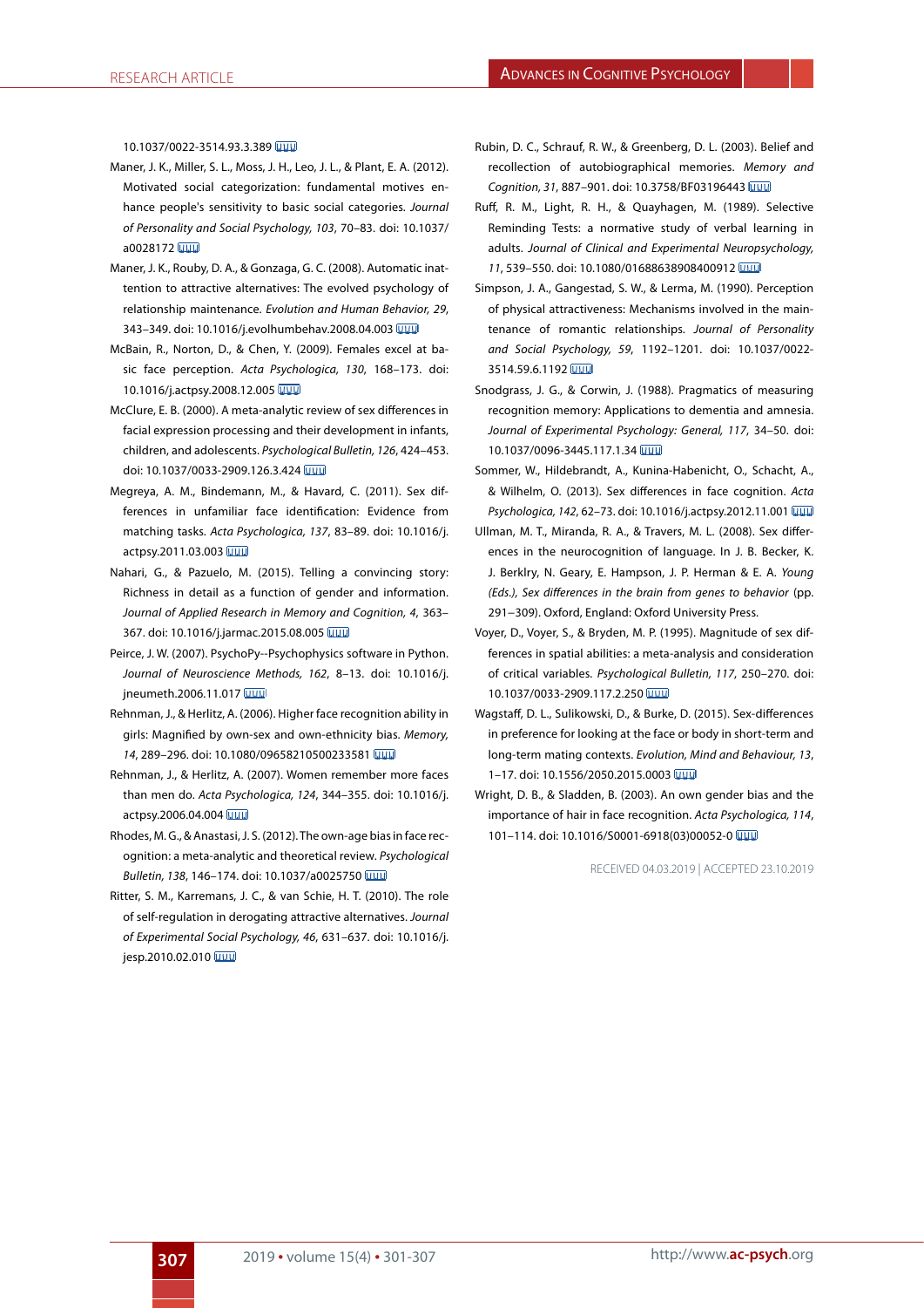10.1037/0022-3514.93.3.389

Maner, J. K., Miller, S. L., Moss, J. H., Leo, J. L., & Plant, E. A. (2012). Motivated social categorization: fundamental motives enhance people's sensitivity to basic social categories. *Journal of Personality and Social Psychology, 103*, 70–83. doi: 10.1037/a0028172

Maner, J. K., Rouby, D. A., & Gonzaga, G. C. (2008). Automatic inattention to attractive alternatives: The evolved psychology of relationship maintenance. *Evolution and Human Behavior, 29*, 343–349. doi: 10.1016/j.evolhumbehav.2008.04.003

McBain, R., Norton, D., & Chen, Y. (2009). Females excel at basic face perception. *Acta Psychologica, 130*, 168–173. doi: 10.1016/j.actpsy.2008.12.005

McClure, E. B. (2000). A meta-analytic review of sex differences in facial expression processing and their development in infants, children, and adolescents. *Psychological Bulletin, 126*, 424–453. doi: 10.1037/0033-2909.126.3.424

Megreya, A. M., Bindemann, M., & Havard, C. (2011). Sex differences in unfamiliar face identification: Evidence from matching tasks. *Acta Psychologica, 137*, 83–89. doi: 10.1016/j.actpsy.2011.03.003

Nahari, G., & Pazuelo, M. (2015). Telling a convincing story: Richness in detail as a function of gender and information. *Journal of Applied Research in Memory and Cognition, 4*, 363–367. doi: 10.1016/j.jarmac.2015.08.005

Peirce, J. W. (2007). PsychoPy--Psychophysics software in Python. *Journal of Neuroscience Methods, 162*, 8–13. doi: 10.1016/j.jneumeth.2006.11.017

Rehnman, J., & Herlitz, A. (2006). Higher face recognition ability in girls: Magnified by own-sex and own-ethnicity bias. *Memory, 14*, 289–296. doi: 10.1080/09658210500233581

Rehnman, J., & Herlitz, A. (2007). Women remember more faces than men do. *Acta Psychologica, 124*, 344–355. doi: 10.1016/j.actpsy.2006.04.004

Rhodes, M. G., & Anastasi, J. S. (2012). The own-age bias in face recognition: a meta-analytic and theoretical review. *Psychological Bulletin, 138*, 146–174. doi: 10.1037/a0025750

Ritter, S. M., Karremans, J. C., & van Schie, H. T. (2010). The role of self-regulation in derogating attractive alternatives. *Journal of Experimental Social Psychology, 46*, 631–637. doi: 10.1016/j.jesp.2010.02.010

Rubin, D. C., Schrauf, R. W., & Greenberg, D. L. (2003). Belief and recollection of autobiographical memories. *Memory and Cognition, 31*, 887–901. doi: 10.3758/BF03196443

Ruff, R. M., Light, R. H., & Quayhagen, M. (1989). Selective Reminding Tests: a normative study of verbal learning in adults. *Journal of Clinical and Experimental Neuropsychology, 11*, 539–550. doi: 10.1080/01688638908400912

Simpson, J. A., Gangestad, S. W., & Lerma, M. (1990). Perception of physical attractiveness: Mechanisms involved in the maintenance of romantic relationships. *Journal of Personality and Social Psychology, 59*, 1192–1201. doi: 10.1037/0022-3514.59.6.1192

Snodgrass, J. G., & Corwin, J. (1988). Pragmatics of measuring recognition memory: Applications to dementia and amnesia. *Journal of Experimental Psychology: General, 117*, 34–50. doi: 10.1037/0096-3445.117.1.34

Sommer, W., Hildebrandt, A., Kunina-Habenicht, O., Schacht, A., & Wilhelm, O. (2013). Sex differences in face cognition. *Acta Psychologica, 142*, 62–73. doi: 10.1016/j.actpsy.2012.11.001

Ullman, M. T., Miranda, R. A., & Travers, M. L. (2008). Sex differences in the neurocognition of language. In J. B. Becker, K. J. Berklry, N. Geary, E. Hampson, J. P. Herman & E. A. *Young (Eds.), Sex differences in the brain from genes to behavior* (pp. 291–309). Oxford, England: Oxford University Press.

Voyer, D., Voyer, S., & Bryden, M. P. (1995). Magnitude of sex differences in spatial abilities: a meta-analysis and consideration of critical variables. *Psychological Bulletin, 117*, 250–270. doi: 10.1037/0033-2909.117.2.250

Wagstaff, D. L., Sulikowski, D., & Burke, D. (2015). Sex-differences in preference for looking at the face or body in short-term and long-term mating contexts. *Evolution, Mind and Behaviour, 13*, 1–17. doi: 10.1556/2050.2015.0003

Wright, D. B., & Sladden, B. (2003). An own gender bias and the importance of hair in face recognition. *Acta Psychologica, 114*, 101–114. doi: 10.1016/S0001-6918(03)00052-0

RECEIVED 04.03.2019 | ACCEPTED 23.10.2019